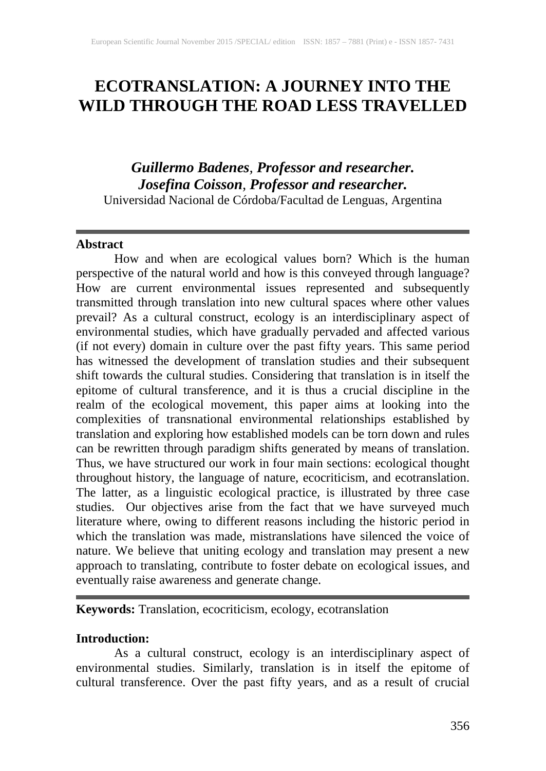# ECOTRANSLATION: A JOURNEY INTO THE WILD THROUGH THE ROAD LESS TRAVELLED

***Guillermo Badenes*, *Professor and researcher.***
***Josefina Coisson*, *Professor and researcher.***
Universidad Nacional de Córdoba/Facultad de Lenguas, Argentina

---

## Abstract

How and when are ecological values born? Which is the human perspective of the natural world and how is this conveyed through language? How are current environmental issues represented and subsequently transmitted through translation into new cultural spaces where other values prevail? As a cultural construct, ecology is an interdisciplinary aspect of environmental studies, which have gradually pervaded and affected various (if not every) domain in culture over the past fifty years. This same period has witnessed the development of translation studies and their subsequent shift towards the cultural studies. Considering that translation is in itself the epitome of cultural transference, and it is thus a crucial discipline in the realm of the ecological movement, this paper aims at looking into the complexities of transnational environmental relationships established by translation and exploring how established models can be torn down and rules can be rewritten through paradigm shifts generated by means of translation. Thus, we have structured our work in four main sections: ecological thought throughout history, the language of nature, ecocriticism, and ecotranslation. The latter, as a linguistic ecological practice, is illustrated by three case studies. Our objectives arise from the fact that we have surveyed much literature where, owing to different reasons including the historic period in which the translation was made, mistranslations have silenced the voice of nature. We believe that uniting ecology and translation may present a new approach to translating, contribute to foster debate on ecological issues, and eventually raise awareness and generate change.

---

**Keywords:** Translation, ecocriticism, ecology, ecotranslation

## Introduction:

As a cultural construct, ecology is an interdisciplinary aspect of environmental studies. Similarly, translation is in itself the epitome of cultural transference. Over the past fifty years, and as a result of crucial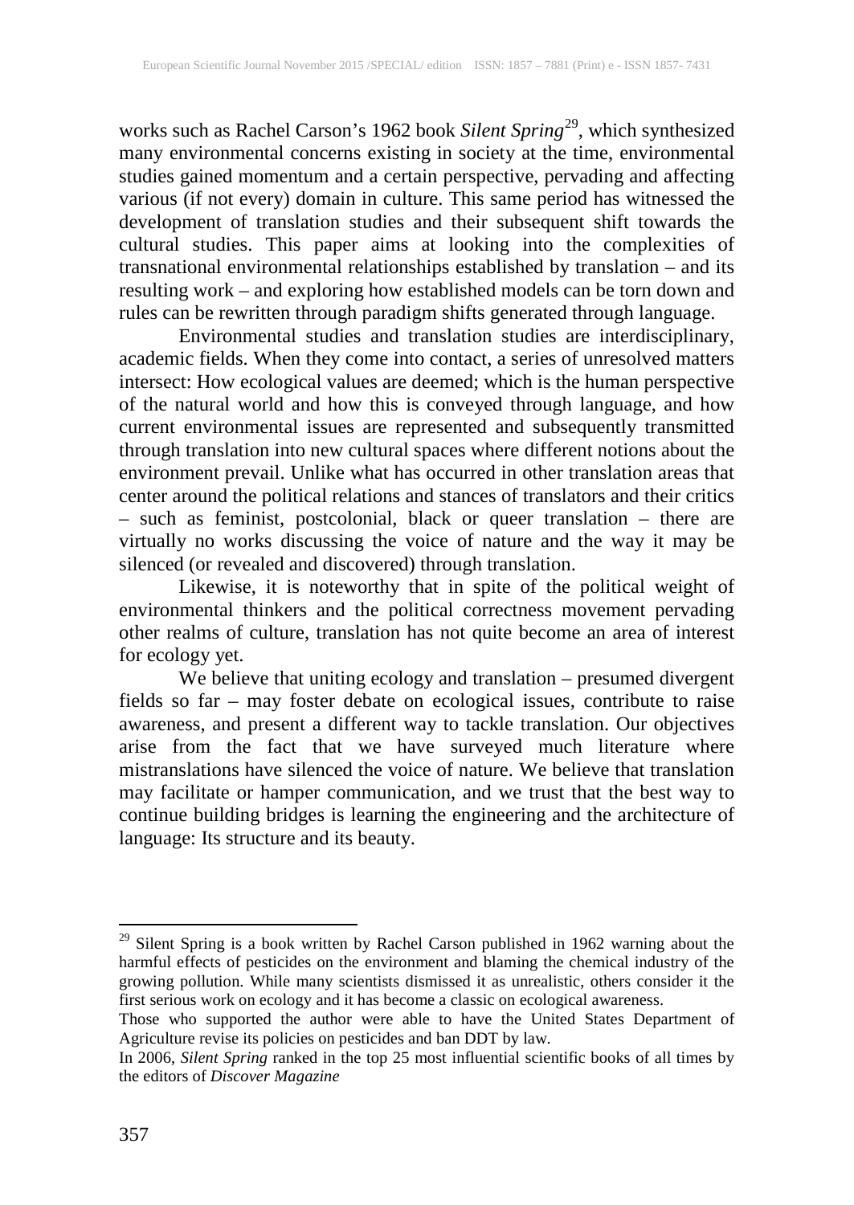works such as Rachel Carson's 1962 book *Silent Spring*[29], which synthesized many environmental concerns existing in society at the time, environmental studies gained momentum and a certain perspective, pervading and affecting various (if not every) domain in culture. This same period has witnessed the development of translation studies and their subsequent shift towards the cultural studies. This paper aims at looking into the complexities of transnational environmental relationships established by translation – and its resulting work – and exploring how established models can be torn down and rules can be rewritten through paradigm shifts generated through language.

Environmental studies and translation studies are interdisciplinary, academic fields. When they come into contact, a series of unresolved matters intersect: How ecological values are deemed; which is the human perspective of the natural world and how this is conveyed through language, and how current environmental issues are represented and subsequently transmitted through translation into new cultural spaces where different notions about the environment prevail. Unlike what has occurred in other translation areas that center around the political relations and stances of translators and their critics – such as feminist, postcolonial, black or queer translation – there are virtually no works discussing the voice of nature and the way it may be silenced (or revealed and discovered) through translation.

Likewise, it is noteworthy that in spite of the political weight of environmental thinkers and the political correctness movement pervading other realms of culture, translation has not quite become an area of interest for ecology yet.

We believe that uniting ecology and translation – presumed divergent fields so far – may foster debate on ecological issues, contribute to raise awareness, and present a different way to tackle translation. Our objectives arise from the fact that we have surveyed much literature where mistranslations have silenced the voice of nature. We believe that translation may facilitate or hamper communication, and we trust that the best way to continue building bridges is learning the engineering and the architecture of language: Its structure and its beauty.

---

[29] Silent Spring is a book written by Rachel Carson published in 1962 warning about the harmful effects of pesticides on the environment and blaming the chemical industry of the growing pollution. While many scientists dismissed it as unrealistic, others consider it the first serious work on ecology and it has become a classic on ecological awareness.

Those who supported the author were able to have the United States Department of Agriculture revise its policies on pesticides and ban DDT by law.

In 2006, *Silent Spring* ranked in the top 25 most influential scientific books of all times by the editors of *Discover Magazine*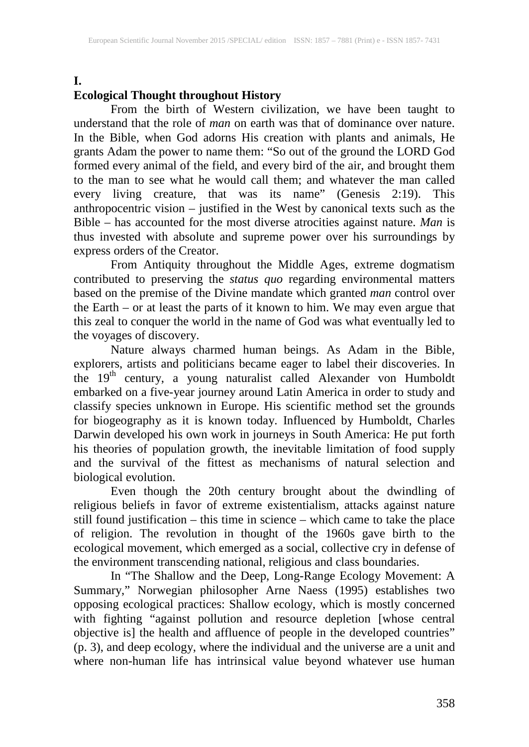## I. Ecological Thought throughout History

From the birth of Western civilization, we have been taught to understand that the role of *man* on earth was that of dominance over nature. In the Bible, when God adorns His creation with plants and animals, He grants Adam the power to name them: "So out of the ground the LORD God formed every animal of the field, and every bird of the air, and brought them to the man to see what he would call them; and whatever the man called every living creature, that was its name" (Genesis 2:19). This anthropocentric vision – justified in the West by canonical texts such as the Bible – has accounted for the most diverse atrocities against nature. *Man* is thus invested with absolute and supreme power over his surroundings by express orders of the Creator.

From Antiquity throughout the Middle Ages, extreme dogmatism contributed to preserving the *status quo* regarding environmental matters based on the premise of the Divine mandate which granted *man* control over the Earth – or at least the parts of it known to him. We may even argue that this zeal to conquer the world in the name of God was what eventually led to the voyages of discovery.

Nature always charmed human beings. As Adam in the Bible, explorers, artists and politicians became eager to label their discoveries. In the 19th century, a young naturalist called Alexander von Humboldt embarked on a five-year journey around Latin America in order to study and classify species unknown in Europe. His scientific method set the grounds for biogeography as it is known today. Influenced by Humboldt, Charles Darwin developed his own work in journeys in South America: He put forth his theories of population growth, the inevitable limitation of food supply and the survival of the fittest as mechanisms of natural selection and biological evolution.

Even though the 20th century brought about the dwindling of religious beliefs in favor of extreme existentialism, attacks against nature still found justification – this time in science – which came to take the place of religion. The revolution in thought of the 1960s gave birth to the ecological movement, which emerged as a social, collective cry in defense of the environment transcending national, religious and class boundaries.

In "The Shallow and the Deep, Long-Range Ecology Movement: A Summary," Norwegian philosopher Arne Naess (1995) establishes two opposing ecological practices: Shallow ecology, which is mostly concerned with fighting "against pollution and resource depletion [whose central objective is] the health and affluence of people in the developed countries" (p. 3), and deep ecology, where the individual and the universe are a unit and where non-human life has intrinsical value beyond whatever use human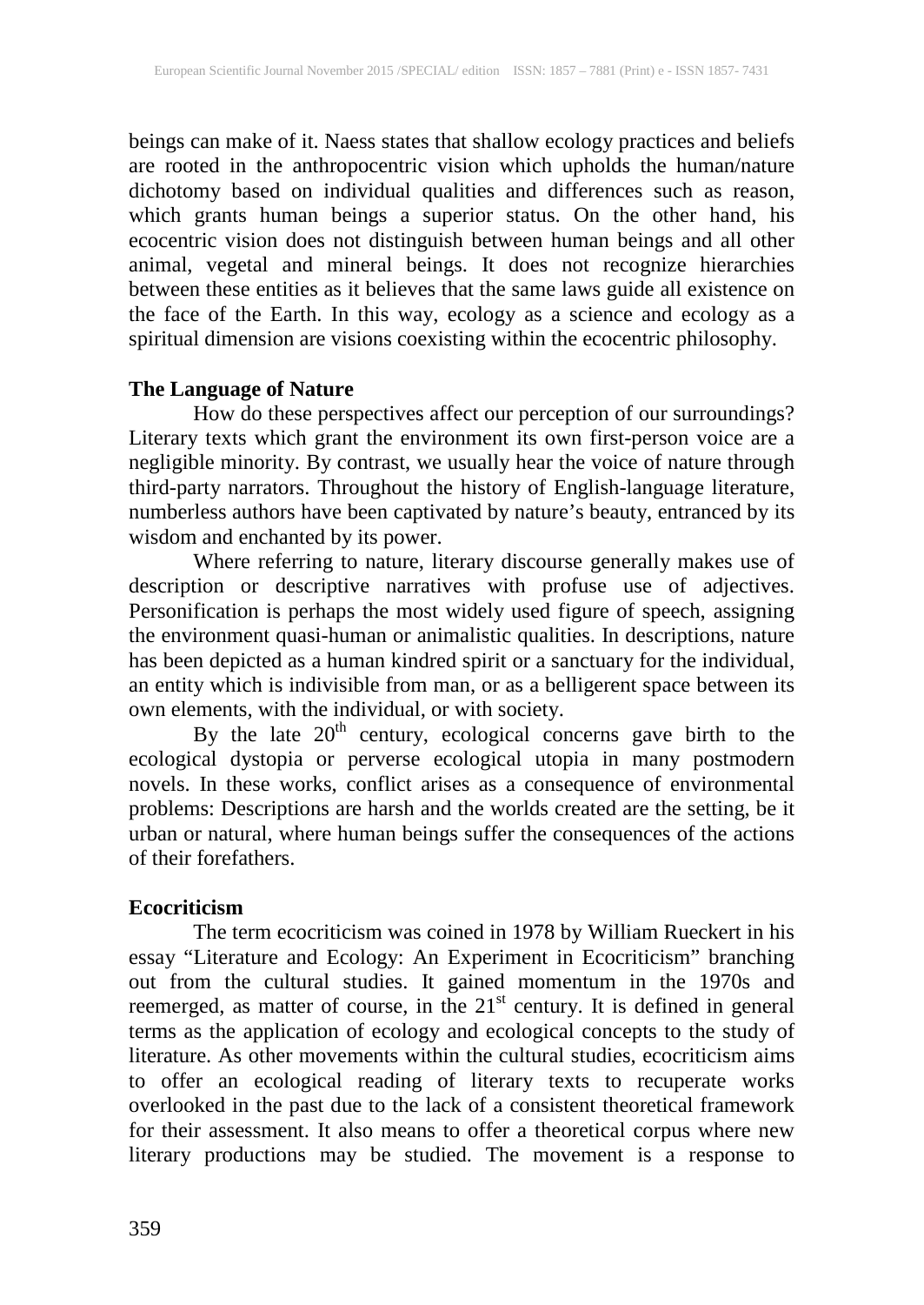beings can make of it. Naess states that shallow ecology practices and beliefs are rooted in the anthropocentric vision which upholds the human/nature dichotomy based on individual qualities and differences such as reason, which grants human beings a superior status. On the other hand, his ecocentric vision does not distinguish between human beings and all other animal, vegetal and mineral beings. It does not recognize hierarchies between these entities as it believes that the same laws guide all existence on the face of the Earth. In this way, ecology as a science and ecology as a spiritual dimension are visions coexisting within the ecocentric philosophy.

**The Language of Nature**

How do these perspectives affect our perception of our surroundings? Literary texts which grant the environment its own first-person voice are a negligible minority. By contrast, we usually hear the voice of nature through third-party narrators. Throughout the history of English-language literature, numberless authors have been captivated by nature's beauty, entranced by its wisdom and enchanted by its power.

Where referring to nature, literary discourse generally makes use of description or descriptive narratives with profuse use of adjectives. Personification is perhaps the most widely used figure of speech, assigning the environment quasi-human or animalistic qualities. In descriptions, nature has been depicted as a human kindred spirit or a sanctuary for the individual, an entity which is indivisible from man, or as a belligerent space between its own elements, with the individual, or with society.

By the late 20th century, ecological concerns gave birth to the ecological dystopia or perverse ecological utopia in many postmodern novels. In these works, conflict arises as a consequence of environmental problems: Descriptions are harsh and the worlds created are the setting, be it urban or natural, where human beings suffer the consequences of the actions of their forefathers.

**Ecocriticism**

The term ecocriticism was coined in 1978 by William Rueckert in his essay "Literature and Ecology: An Experiment in Ecocriticism" branching out from the cultural studies. It gained momentum in the 1970s and reemerged, as matter of course, in the 21st century. It is defined in general terms as the application of ecology and ecological concepts to the study of literature. As other movements within the cultural studies, ecocriticism aims to offer an ecological reading of literary texts to recuperate works overlooked in the past due to the lack of a consistent theoretical framework for their assessment. It also means to offer a theoretical corpus where new literary productions may be studied. The movement is a response to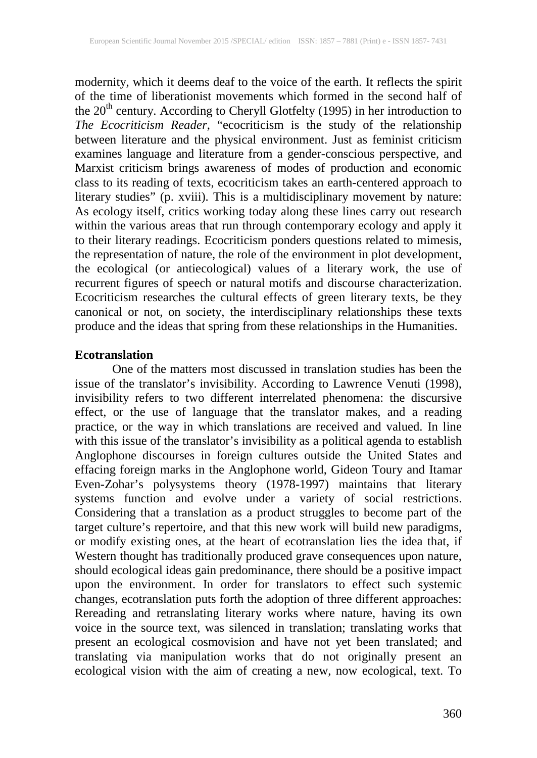modernity, which it deems deaf to the voice of the earth. It reflects the spirit of the time of liberationist movements which formed in the second half of the 20th century. According to Cheryll Glotfelty (1995) in her introduction to *The Ecocriticism Reader*, "ecocriticism is the study of the relationship between literature and the physical environment. Just as feminist criticism examines language and literature from a gender-conscious perspective, and Marxist criticism brings awareness of modes of production and economic class to its reading of texts, ecocriticism takes an earth-centered approach to literary studies" (p. xviii). This is a multidisciplinary movement by nature: As ecology itself, critics working today along these lines carry out research within the various areas that run through contemporary ecology and apply it to their literary readings. Ecocriticism ponders questions related to mimesis, the representation of nature, the role of the environment in plot development, the ecological (or antiecological) values of a literary work, the use of recurrent figures of speech or natural motifs and discourse characterization. Ecocriticism researches the cultural effects of green literary texts, be they canonical or not, on society, the interdisciplinary relationships these texts produce and the ideas that spring from these relationships in the Humanities.

**Ecotranslation**

One of the matters most discussed in translation studies has been the issue of the translator's invisibility. According to Lawrence Venuti (1998), invisibility refers to two different interrelated phenomena: the discursive effect, or the use of language that the translator makes, and a reading practice, or the way in which translations are received and valued. In line with this issue of the translator's invisibility as a political agenda to establish Anglophone discourses in foreign cultures outside the United States and effacing foreign marks in the Anglophone world, Gideon Toury and Itamar Even-Zohar's polysystems theory (1978-1997) maintains that literary systems function and evolve under a variety of social restrictions. Considering that a translation as a product struggles to become part of the target culture's repertoire, and that this new work will build new paradigms, or modify existing ones, at the heart of ecotranslation lies the idea that, if Western thought has traditionally produced grave consequences upon nature, should ecological ideas gain predominance, there should be a positive impact upon the environment. In order for translators to effect such systemic changes, ecotranslation puts forth the adoption of three different approaches: Rereading and retranslating literary works where nature, having its own voice in the source text, was silenced in translation; translating works that present an ecological cosmovision and have not yet been translated; and translating via manipulation works that do not originally present an ecological vision with the aim of creating a new, now ecological, text. To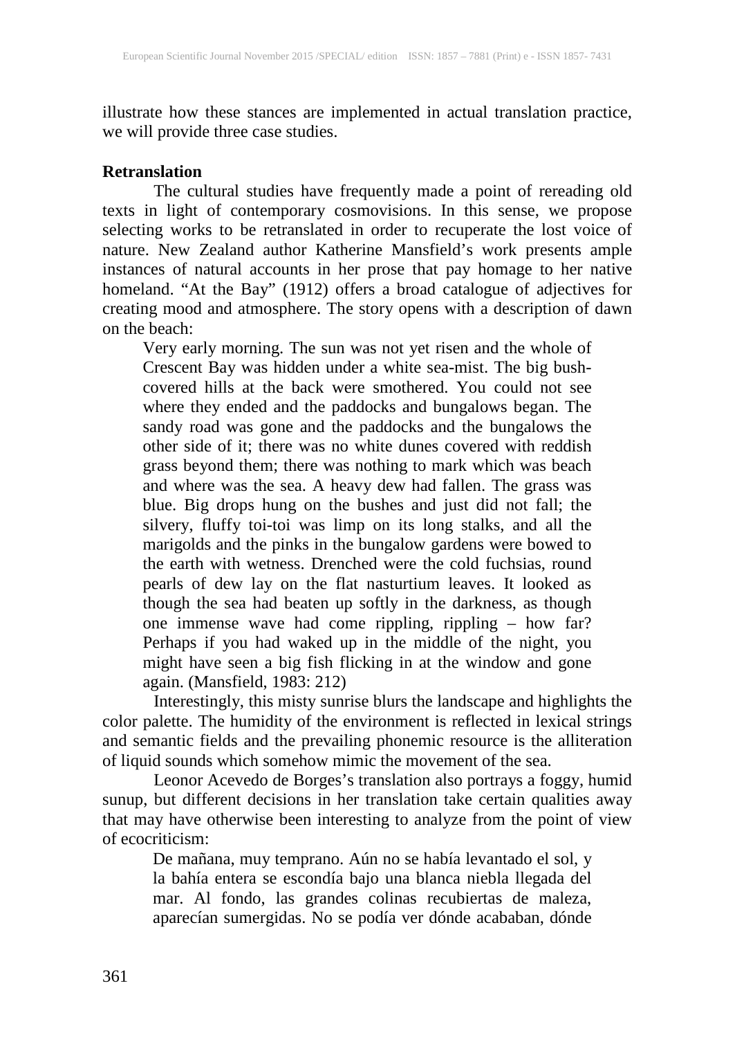illustrate how these stances are implemented in actual translation practice, we will provide three case studies.

**Retranslation**

The cultural studies have frequently made a point of rereading old texts in light of contemporary cosmovisions. In this sense, we propose selecting works to be retranslated in order to recuperate the lost voice of nature. New Zealand author Katherine Mansfield's work presents ample instances of natural accounts in her prose that pay homage to her native homeland. "At the Bay" (1912) offers a broad catalogue of adjectives for creating mood and atmosphere. The story opens with a description of dawn on the beach:

> Very early morning. The sun was not yet risen and the whole of Crescent Bay was hidden under a white sea-mist. The big bush-covered hills at the back were smothered. You could not see where they ended and the paddocks and bungalows began. The sandy road was gone and the paddocks and the bungalows the other side of it; there was no white dunes covered with reddish grass beyond them; there was nothing to mark which was beach and where was the sea. A heavy dew had fallen. The grass was blue. Big drops hung on the bushes and just did not fall; the silvery, fluffy toi-toi was limp on its long stalks, and all the marigolds and the pinks in the bungalow gardens were bowed to the earth with wetness. Drenched were the cold fuchsias, round pearls of dew lay on the flat nasturtium leaves. It looked as though the sea had beaten up softly in the darkness, as though one immense wave had come rippling, rippling – how far? Perhaps if you had waked up in the middle of the night, you might have seen a big fish flicking in at the window and gone again. (Mansfield, 1983: 212)

Interestingly, this misty sunrise blurs the landscape and highlights the color palette. The humidity of the environment is reflected in lexical strings and semantic fields and the prevailing phonemic resource is the alliteration of liquid sounds which somehow mimic the movement of the sea.

Leonor Acevedo de Borges's translation also portrays a foggy, humid sunup, but different decisions in her translation take certain qualities away that may have otherwise been interesting to analyze from the point of view of ecocriticism:

> De mañana, muy temprano. Aún no se había levantado el sol, y la bahía entera se escondía bajo una blanca niebla llegada del mar. Al fondo, las grandes colinas recubiertas de maleza, aparecían sumergidas. No se podía ver dónde acababan, dónde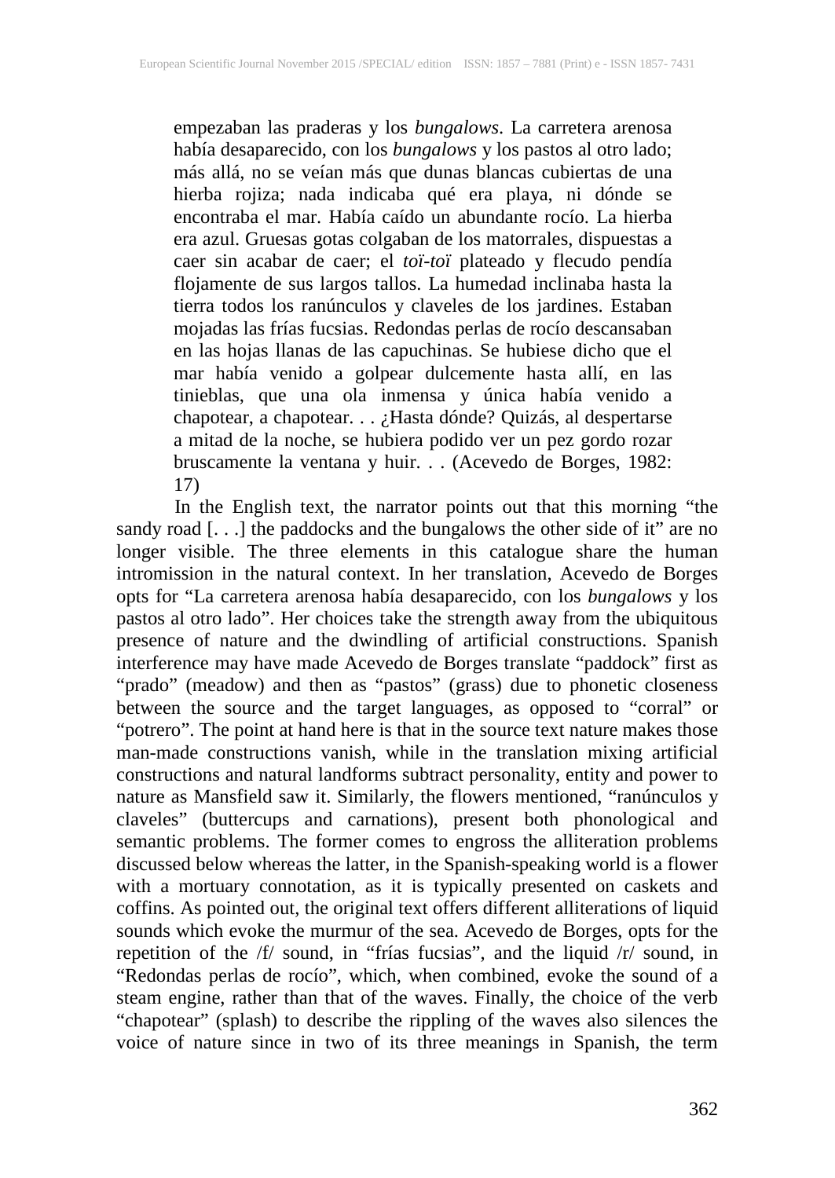> empezaban las praderas y los *bungalows*. La carretera arenosa había desaparecido, con los *bungalows* y los pastos al otro lado; más allá, no se veían más que dunas blancas cubiertas de una hierba rojiza; nada indicaba qué era playa, ni dónde se encontraba el mar. Había caído un abundante rocío. La hierba era azul. Gruesas gotas colgaban de los matorrales, dispuestas a caer sin acabar de caer; el *toï-toï* plateado y flecudo pendía flojamente de sus largos tallos. La humedad inclinaba hasta la tierra todos los ranúnculos y claveles de los jardines. Estaban mojadas las frías fucsias. Redondas perlas de rocío descansaban en las hojas llanas de las capuchinas. Se hubiese dicho que el mar había venido a golpear dulcemente hasta allí, en las tinieblas, que una ola inmensa y única había venido a chapotear, a chapotear. . . ¿Hasta dónde? Quizás, al despertarse a mitad de la noche, se hubiera podido ver un pez gordo rozar bruscamente la ventana y huir. . . (Acevedo de Borges, 1982: 17)

In the English text, the narrator points out that this morning "the sandy road [. . .] the paddocks and the bungalows the other side of it" are no longer visible. The three elements in this catalogue share the human intromission in the natural context. In her translation, Acevedo de Borges opts for "La carretera arenosa había desaparecido, con los *bungalows* y los pastos al otro lado". Her choices take the strength away from the ubiquitous presence of nature and the dwindling of artificial constructions. Spanish interference may have made Acevedo de Borges translate "paddock" first as "prado" (meadow) and then as "pastos" (grass) due to phonetic closeness between the source and the target languages, as opposed to "corral" or "potrero". The point at hand here is that in the source text nature makes those man-made constructions vanish, while in the translation mixing artificial constructions and natural landforms subtract personality, entity and power to nature as Mansfield saw it. Similarly, the flowers mentioned, "ranúnculos y claveles" (buttercups and carnations), present both phonological and semantic problems. The former comes to engross the alliteration problems discussed below whereas the latter, in the Spanish-speaking world is a flower with a mortuary connotation, as it is typically presented on caskets and coffins. As pointed out, the original text offers different alliterations of liquid sounds which evoke the murmur of the sea. Acevedo de Borges, opts for the repetition of the /f/ sound, in "frías fucsias", and the liquid /r/ sound, in "Redondas perlas de rocío", which, when combined, evoke the sound of a steam engine, rather than that of the waves. Finally, the choice of the verb "chapotear" (splash) to describe the rippling of the waves also silences the voice of nature since in two of its three meanings in Spanish, the term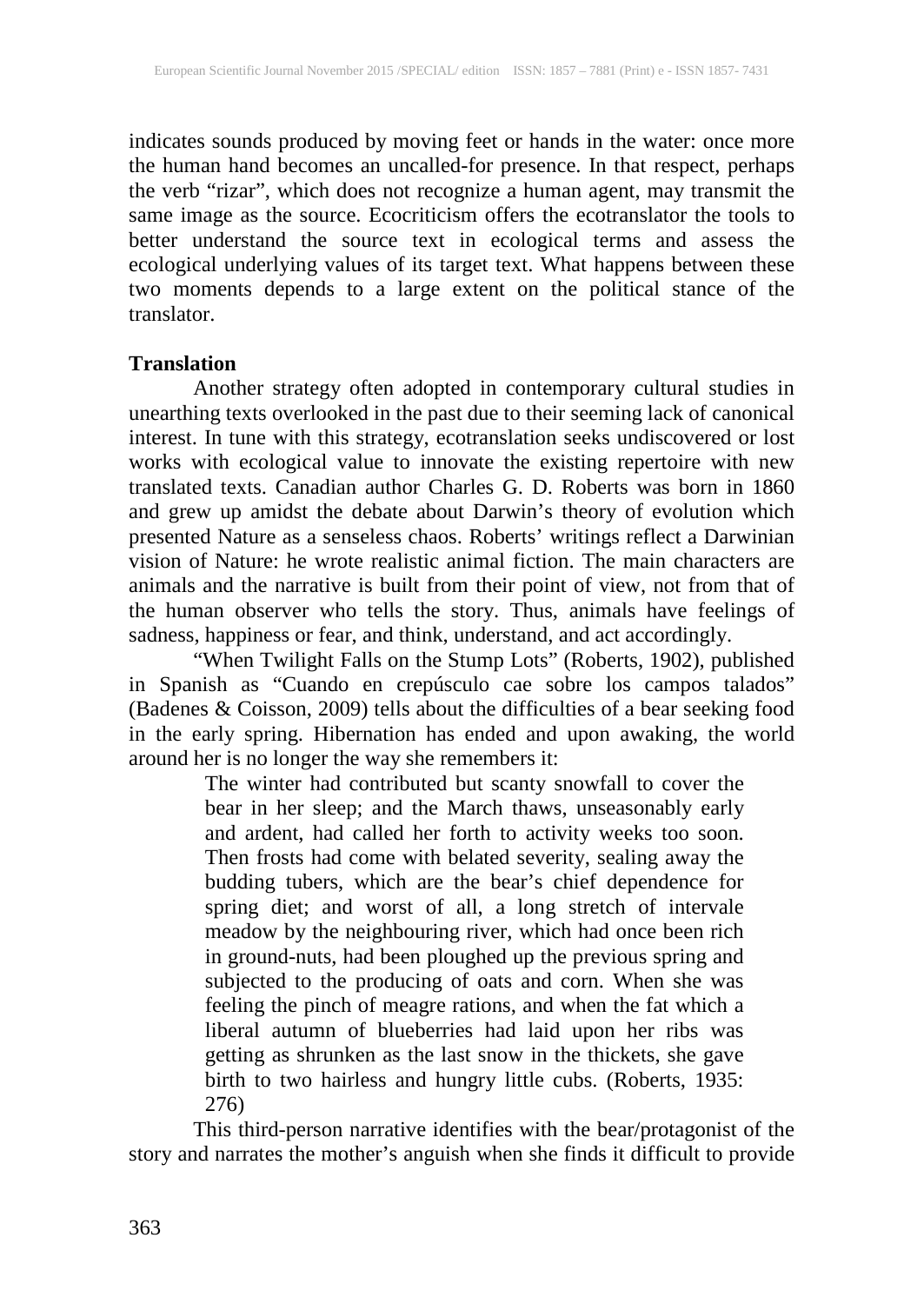indicates sounds produced by moving feet or hands in the water: once more the human hand becomes an uncalled-for presence. In that respect, perhaps the verb "rizar", which does not recognize a human agent, may transmit the same image as the source. Ecocriticism offers the ecotranslator the tools to better understand the source text in ecological terms and assess the ecological underlying values of its target text. What happens between these two moments depends to a large extent on the political stance of the translator.

## Translation

Another strategy often adopted in contemporary cultural studies in unearthing texts overlooked in the past due to their seeming lack of canonical interest. In tune with this strategy, ecotranslation seeks undiscovered or lost works with ecological value to innovate the existing repertoire with new translated texts. Canadian author Charles G. D. Roberts was born in 1860 and grew up amidst the debate about Darwin's theory of evolution which presented Nature as a senseless chaos. Roberts' writings reflect a Darwinian vision of Nature: he wrote realistic animal fiction. The main characters are animals and the narrative is built from their point of view, not from that of the human observer who tells the story. Thus, animals have feelings of sadness, happiness or fear, and think, understand, and act accordingly.

"When Twilight Falls on the Stump Lots" (Roberts, 1902), published in Spanish as "Cuando en crepúsculo cae sobre los campos talados" (Badenes & Coisson, 2009) tells about the difficulties of a bear seeking food in the early spring. Hibernation has ended and upon awaking, the world around her is no longer the way she remembers it:

> The winter had contributed but scanty snowfall to cover the bear in her sleep; and the March thaws, unseasonably early and ardent, had called her forth to activity weeks too soon. Then frosts had come with belated severity, sealing away the budding tubers, which are the bear's chief dependence for spring diet; and worst of all, a long stretch of intervale meadow by the neighbouring river, which had once been rich in ground-nuts, had been ploughed up the previous spring and subjected to the producing of oats and corn. When she was feeling the pinch of meagre rations, and when the fat which a liberal autumn of blueberries had laid upon her ribs was getting as shrunken as the last snow in the thickets, she gave birth to two hairless and hungry little cubs. (Roberts, 1935: 276)

This third-person narrative identifies with the bear/protagonist of the story and narrates the mother's anguish when she finds it difficult to provide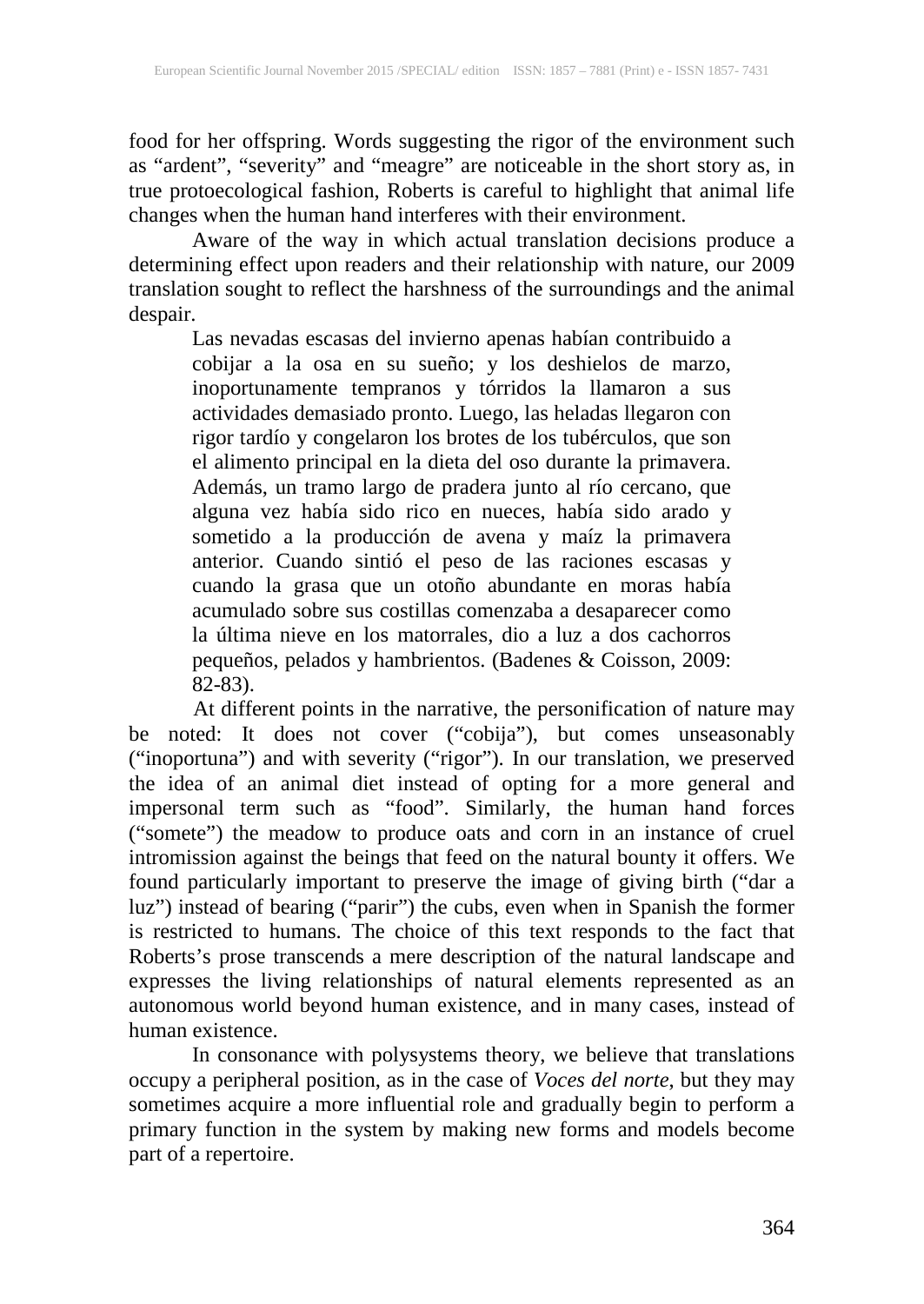food for her offspring. Words suggesting the rigor of the environment such as "ardent", "severity" and "meagre" are noticeable in the short story as, in true protoecological fashion, Roberts is careful to highlight that animal life changes when the human hand interferes with their environment.

Aware of the way in which actual translation decisions produce a determining effect upon readers and their relationship with nature, our 2009 translation sought to reflect the harshness of the surroundings and the animal despair.

> Las nevadas escasas del invierno apenas habían contribuido a cobijar a la osa en su sueño; y los deshielos de marzo, inoportunamente tempranos y tórridos la llamaron a sus actividades demasiado pronto. Luego, las heladas llegaron con rigor tardío y congelaron los brotes de los tubérculos, que son el alimento principal en la dieta del oso durante la primavera. Además, un tramo largo de pradera junto al río cercano, que alguna vez había sido rico en nueces, había sido arado y sometido a la producción de avena y maíz la primavera anterior. Cuando sintió el peso de las raciones escasas y cuando la grasa que un otoño abundante en moras había acumulado sobre sus costillas comenzaba a desaparecer como la última nieve en los matorrales, dio a luz a dos cachorros pequeños, pelados y hambrientos. (Badenes & Coisson, 2009: 82-83).

At different points in the narrative, the personification of nature may be noted: It does not cover ("cobija"), but comes unseasonably ("inoportuna") and with severity ("rigor"). In our translation, we preserved the idea of an animal diet instead of opting for a more general and impersonal term such as "food". Similarly, the human hand forces ("somete") the meadow to produce oats and corn in an instance of cruel intromission against the beings that feed on the natural bounty it offers. We found particularly important to preserve the image of giving birth ("dar a luz") instead of bearing ("parir") the cubs, even when in Spanish the former is restricted to humans. The choice of this text responds to the fact that Roberts's prose transcends a mere description of the natural landscape and expresses the living relationships of natural elements represented as an autonomous world beyond human existence, and in many cases, instead of human existence.

In consonance with polysystems theory, we believe that translations occupy a peripheral position, as in the case of *Voces del norte*, but they may sometimes acquire a more influential role and gradually begin to perform a primary function in the system by making new forms and models become part of a repertoire.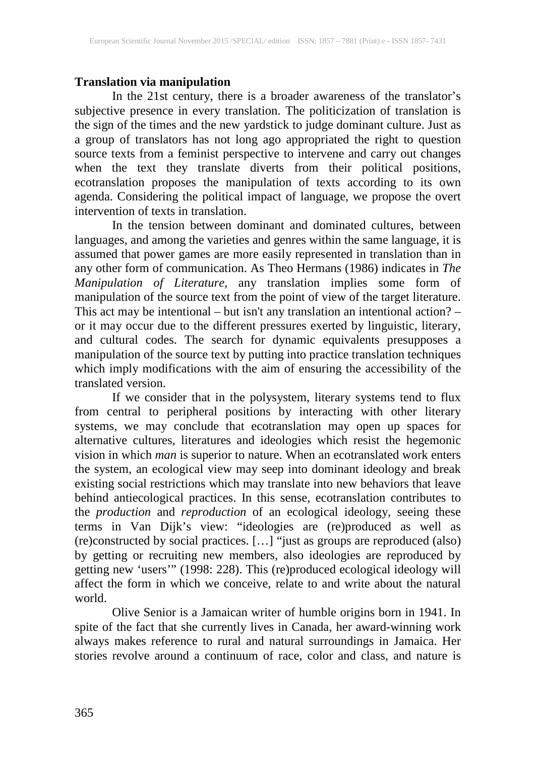**Translation via manipulation**

In the 21st century, there is a broader awareness of the translator's subjective presence in every translation. The politicization of translation is the sign of the times and the new yardstick to judge dominant culture. Just as a group of translators has not long ago appropriated the right to question source texts from a feminist perspective to intervene and carry out changes when the text they translate diverts from their political positions, ecotranslation proposes the manipulation of texts according to its own agenda. Considering the political impact of language, we propose the overt intervention of texts in translation.

In the tension between dominant and dominated cultures, between languages, and among the varieties and genres within the same language, it is assumed that power games are more easily represented in translation than in any other form of communication. As Theo Hermans (1986) indicates in *The Manipulation of Literature*, any translation implies some form of manipulation of the source text from the point of view of the target literature. This act may be intentional – but isn't any translation an intentional action? – or it may occur due to the different pressures exerted by linguistic, literary, and cultural codes. The search for dynamic equivalents presupposes a manipulation of the source text by putting into practice translation techniques which imply modifications with the aim of ensuring the accessibility of the translated version.

If we consider that in the polysystem, literary systems tend to flux from central to peripheral positions by interacting with other literary systems, we may conclude that ecotranslation may open up spaces for alternative cultures, literatures and ideologies which resist the hegemonic vision in which *man* is superior to nature. When an ecotranslated work enters the system, an ecological view may seep into dominant ideology and break existing social restrictions which may translate into new behaviors that leave behind antiecological practices. In this sense, ecotranslation contributes to the *production* and *reproduction* of an ecological ideology, seeing these terms in Van Dijk's view: "ideologies are (re)produced as well as (re)constructed by social practices. […] "just as groups are reproduced (also) by getting or recruiting new members, also ideologies are reproduced by getting new 'users'" (1998: 228). This (re)produced ecological ideology will affect the form in which we conceive, relate to and write about the natural world.

Olive Senior is a Jamaican writer of humble origins born in 1941. In spite of the fact that she currently lives in Canada, her award-winning work always makes reference to rural and natural surroundings in Jamaica. Her stories revolve around a continuum of race, color and class, and nature is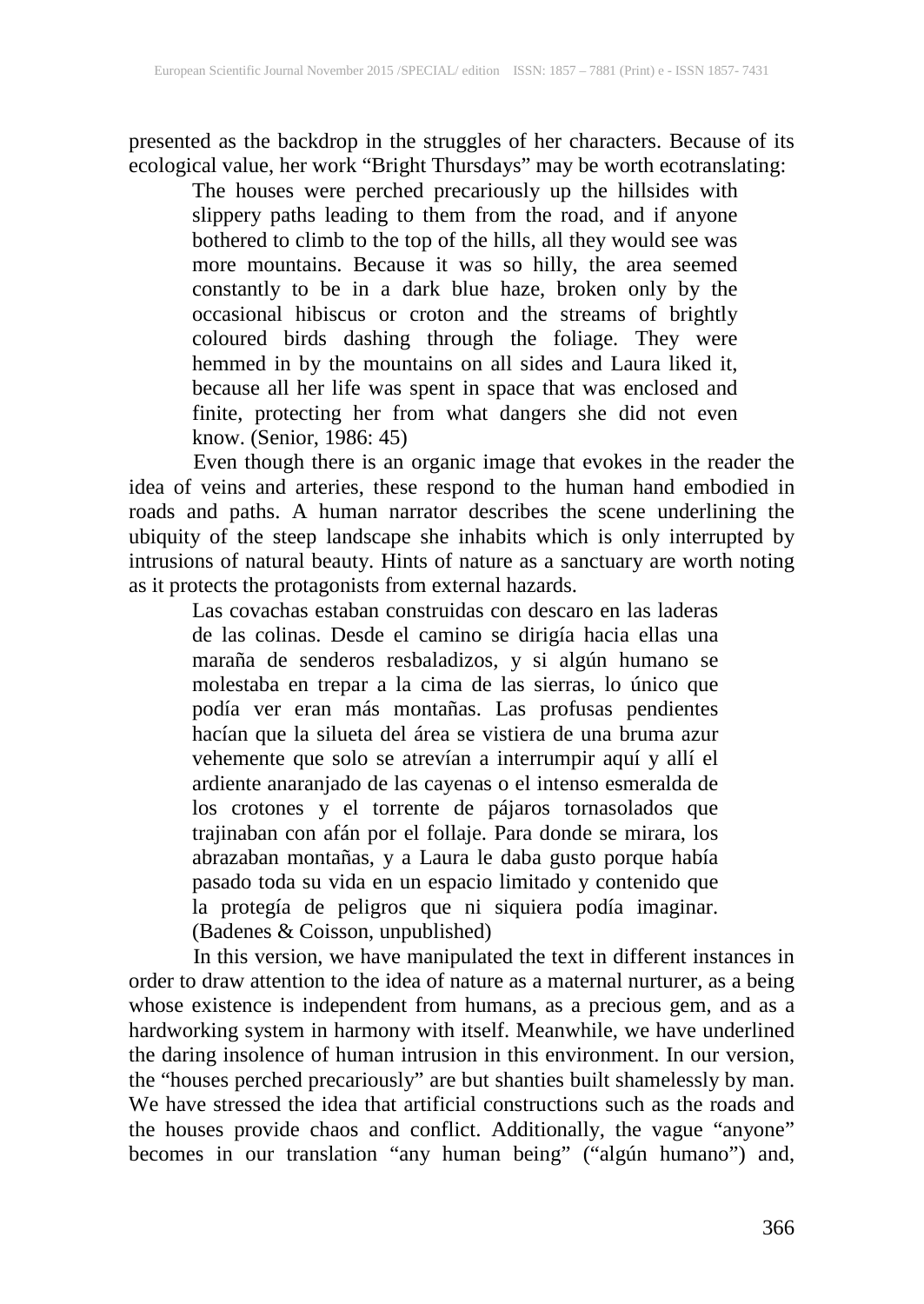presented as the backdrop in the struggles of her characters. Because of its ecological value, her work "Bright Thursdays" may be worth ecotranslating:

> The houses were perched precariously up the hillsides with slippery paths leading to them from the road, and if anyone bothered to climb to the top of the hills, all they would see was more mountains. Because it was so hilly, the area seemed constantly to be in a dark blue haze, broken only by the occasional hibiscus or croton and the streams of brightly coloured birds dashing through the foliage. They were hemmed in by the mountains on all sides and Laura liked it, because all her life was spent in space that was enclosed and finite, protecting her from what dangers she did not even know. (Senior, 1986: 45)

Even though there is an organic image that evokes in the reader the idea of veins and arteries, these respond to the human hand embodied in roads and paths. A human narrator describes the scene underlining the ubiquity of the steep landscape she inhabits which is only interrupted by intrusions of natural beauty. Hints of nature as a sanctuary are worth noting as it protects the protagonists from external hazards.

> Las covachas estaban construidas con descaro en las laderas de las colinas. Desde el camino se dirigía hacia ellas una maraña de senderos resbaladizos, y si algún humano se molestaba en trepar a la cima de las sierras, lo único que podía ver eran más montañas. Las profusas pendientes hacían que la silueta del área se vistiera de una bruma azur vehemente que solo se atrevían a interrumpir aquí y allí el ardiente anaranjado de las cayenas o el intenso esmeralda de los crotones y el torrente de pájaros tornasolados que trajinaban con afán por el follaje. Para donde se mirara, los abrazaban montañas, y a Laura le daba gusto porque había pasado toda su vida en un espacio limitado y contenido que la protegía de peligros que ni siquiera podía imaginar. (Badenes & Coisson, unpublished)

In this version, we have manipulated the text in different instances in order to draw attention to the idea of nature as a maternal nurturer, as a being whose existence is independent from humans, as a precious gem, and as a hardworking system in harmony with itself. Meanwhile, we have underlined the daring insolence of human intrusion in this environment. In our version, the "houses perched precariously" are but shanties built shamelessly by man. We have stressed the idea that artificial constructions such as the roads and the houses provide chaos and conflict. Additionally, the vague "anyone" becomes in our translation "any human being" ("algún humano") and,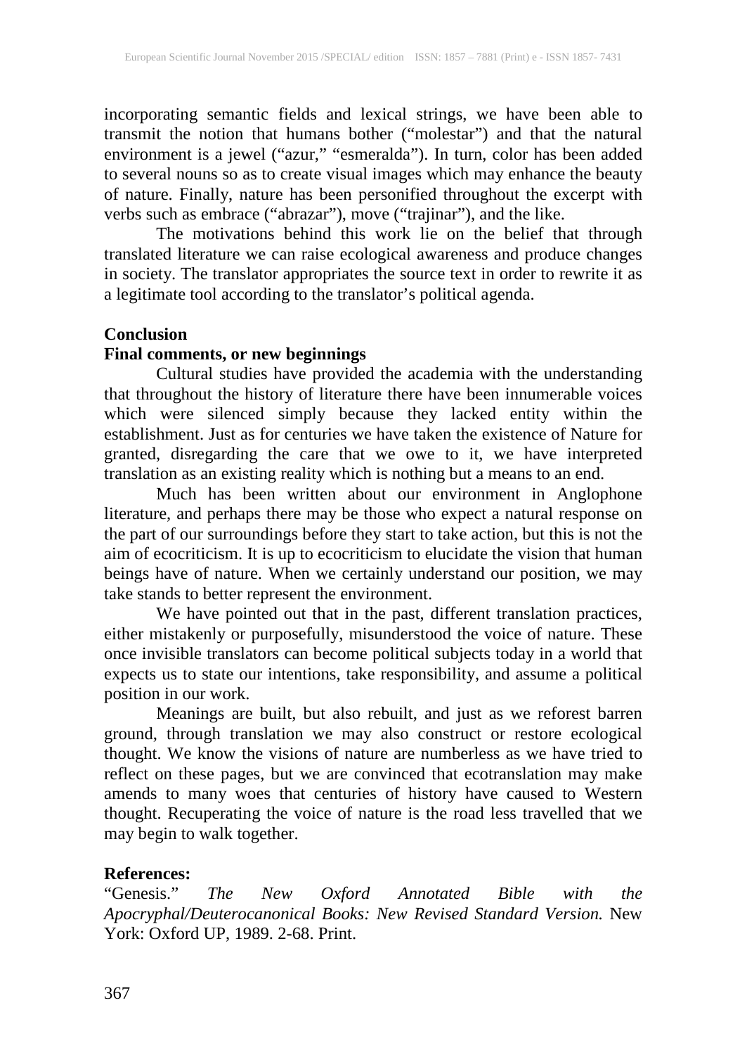incorporating semantic fields and lexical strings, we have been able to transmit the notion that humans bother ("molestar") and that the natural environment is a jewel ("azur," "esmeralda"). In turn, color has been added to several nouns so as to create visual images which may enhance the beauty of nature. Finally, nature has been personified throughout the excerpt with verbs such as embrace ("abrazar"), move ("trajinar"), and the like.

The motivations behind this work lie on the belief that through translated literature we can raise ecological awareness and produce changes in society. The translator appropriates the source text in order to rewrite it as a legitimate tool according to the translator's political agenda.

## Conclusion

### Final comments, or new beginnings

Cultural studies have provided the academia with the understanding that throughout the history of literature there have been innumerable voices which were silenced simply because they lacked entity within the establishment. Just as for centuries we have taken the existence of Nature for granted, disregarding the care that we owe to it, we have interpreted translation as an existing reality which is nothing but a means to an end.

Much has been written about our environment in Anglophone literature, and perhaps there may be those who expect a natural response on the part of our surroundings before they start to take action, but this is not the aim of ecocriticism. It is up to ecocriticism to elucidate the vision that human beings have of nature. When we certainly understand our position, we may take stands to better represent the environment.

We have pointed out that in the past, different translation practices, either mistakenly or purposefully, misunderstood the voice of nature. These once invisible translators can become political subjects today in a world that expects us to state our intentions, take responsibility, and assume a political position in our work.

Meanings are built, but also rebuilt, and just as we reforest barren ground, through translation we may also construct or restore ecological thought. We know the visions of nature are numberless as we have tried to reflect on these pages, but we are convinced that ecotranslation may make amends to many woes that centuries of history have caused to Western thought. Recuperating the voice of nature is the road less travelled that we may begin to walk together.

## References:

"Genesis." *The New Oxford Annotated Bible with the Apocryphal/Deuterocanonical Books: New Revised Standard Version.* New York: Oxford UP, 1989. 2-68. Print.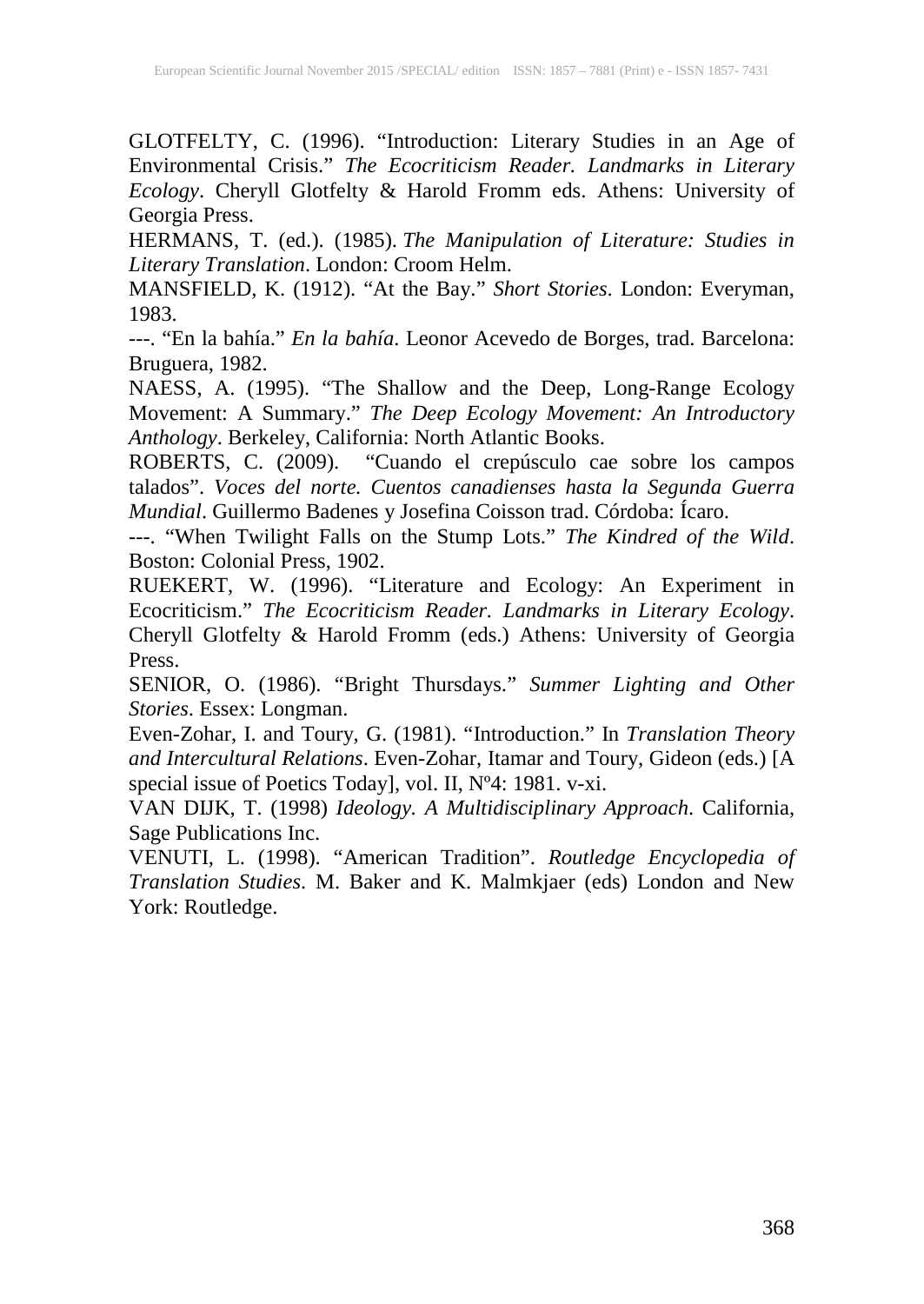GLOTFELTY, C. (1996). “Introduction: Literary Studies in an Age of Environmental Crisis.” *The Ecocriticism Reader. Landmarks in Literary Ecology*. Cheryll Glotfelty & Harold Fromm eds. Athens: University of Georgia Press.

HERMANS, T. (ed.). (1985). *The Manipulation of Literature: Studies in Literary Translation*. London: Croom Helm.

MANSFIELD, K. (1912). “At the Bay.” *Short Stories*. London: Everyman, 1983.

---. “En la bahía.” *En la bahía*. Leonor Acevedo de Borges, trad. Barcelona: Bruguera, 1982.

NAESS, A. (1995). “The Shallow and the Deep, Long-Range Ecology Movement: A Summary.” *The Deep Ecology Movement: An Introductory Anthology*. Berkeley, California: North Atlantic Books.

ROBERTS, C. (2009). “Cuando el crepúsculo cae sobre los campos talados”. *Voces del norte. Cuentos canadienses hasta la Segunda Guerra Mundial*. Guillermo Badenes y Josefina Coisson trad. Córdoba: Ícaro.

---. “When Twilight Falls on the Stump Lots.” *The Kindred of the Wild*. Boston: Colonial Press, 1902.

RUEKERT, W. (1996). “Literature and Ecology: An Experiment in Ecocriticism.” *The Ecocriticism Reader. Landmarks in Literary Ecology*. Cheryll Glotfelty & Harold Fromm (eds.) Athens: University of Georgia Press.

SENIOR, O. (1986). “Bright Thursdays.” *Summer Lighting and Other Stories*. Essex: Longman.

Even-Zohar, I. and Toury, G. (1981). “Introduction.” In *Translation Theory and Intercultural Relations*. Even-Zohar, Itamar and Toury, Gideon (eds.) [A special issue of Poetics Today], vol. II, Nº4: 1981. v-xi.

VAN DIJK, T. (1998) *Ideology. A Multidisciplinary Approach*. California, Sage Publications Inc.

VENUTI, L. (1998). “American Tradition”. *Routledge Encyclopedia of Translation Studies*. M. Baker and K. Malmkjaer (eds) London and New York: Routledge.